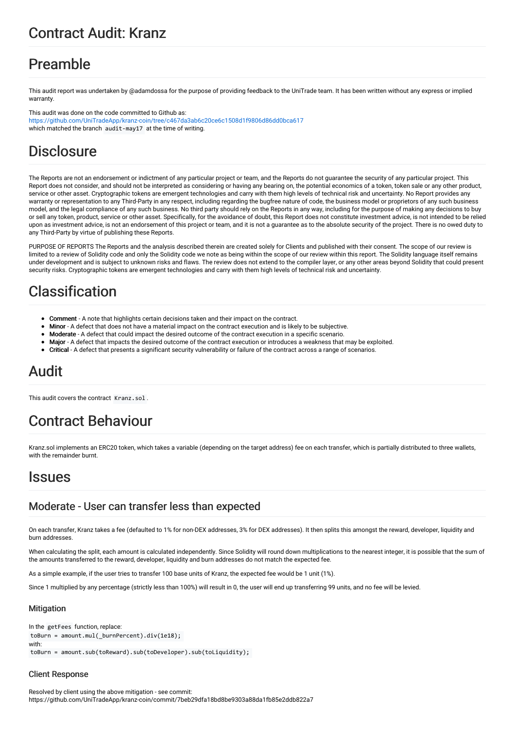# Contract Audit: Kranz

# Preamble

This audit report was undertaken by @adamdossa for the purpose of providing feedback to the UniTrade team. It has been written without any express or implied warranty.

This audit was done on the code committed to Github as:
https://github.com/UniTradeApp/kranz-coin/tree/c467da3ab6c20ce6c1508d1f9806d86dd0bca617
which matched the branch `audit-may17` at the time of writing.

# Disclosure

The Reports are not an endorsement or indictment of any particular project or team, and the Reports do not guarantee the security of any particular project. This Report does not consider, and should not be interpreted as considering or having any bearing on, the potential economics of a token, token sale or any other product, service or other asset. Cryptographic tokens are emergent technologies and carry with them high levels of technical risk and uncertainty. No Report provides any warranty or representation to any Third-Party in any respect, including regarding the bugfree nature of code, the business model or proprietors of any such business model, and the legal compliance of any such business. No third party should rely on the Reports in any way, including for the purpose of making any decisions to buy or sell any token, product, service or other asset. Specifically, for the avoidance of doubt, this Report does not constitute investment advice, is not intended to be relied upon as investment advice, is not an endorsement of this project or team, and it is not a guarantee as to the absolute security of the project. There is no owed duty to any Third-Party by virtue of publishing these Reports.

PURPOSE OF REPORTS The Reports and the analysis described therein are created solely for Clients and published with their consent. The scope of our review is limited to a review of Solidity code and only the Solidity code we note as being within the scope of our review within this report. The Solidity language itself remains under development and is subject to unknown risks and flaws. The review does not extend to the compiler layer, or any other areas beyond Solidity that could present security risks. Cryptographic tokens are emergent technologies and carry with them high levels of technical risk and uncertainty.

# Classification

- **Comment** - A note that highlights certain decisions taken and their impact on the contract.
- **Minor** - A defect that does not have a material impact on the contract execution and is likely to be subjective.
- **Moderate** - A defect that could impact the desired outcome of the contract execution in a specific scenario.
- **Major** - A defect that impacts the desired outcome of the contract execution or introduces a weakness that may be exploited.
- **Critical** - A defect that presents a significant security vulnerability or failure of the contract across a range of scenarios.

# Audit

This audit covers the contract `Kranz.sol`.

# Contract Behaviour

Kranz.sol implements an ERC20 token, which takes a variable (depending on the target address) fee on each transfer, which is partially distributed to three wallets, with the remainder burnt.

# Issues

## Moderate - User can transfer less than expected

On each transfer, Kranz takes a fee (defaulted to 1% for non-DEX addresses, 3% for DEX addresses). It then splits this amongst the reward, developer, liquidity and burn addresses.

When calculating the split, each amount is calculated independently. Since Solidity will round down multiplications to the nearest integer, it is possible that the sum of the amounts transferred to the reward, developer, liquidity and burn addresses do not match the expected fee.

As a simple example, if the user tries to transfer 100 base units of Kranz, the expected fee would be 1 unit (1%).

Since 1 multiplied by any percentage (strictly less than 100%) will result in 0, the user will end up transferring 99 units, and no fee will be levied.

### Mitigation

In the `getFees` function, replace:
`toBurn = amount.mul(_burnPercent).div(1e18);`
with:
`toBurn = amount.sub(toReward).sub(toDeveloper).sub(toLiquidity);`

### Client Response

Resolved by client using the above mitigation - see commit:
https://github.com/UniTradeApp/kranz-coin/commit/7beb29dfa18bd8be9303a88da1fb85e2ddb822a7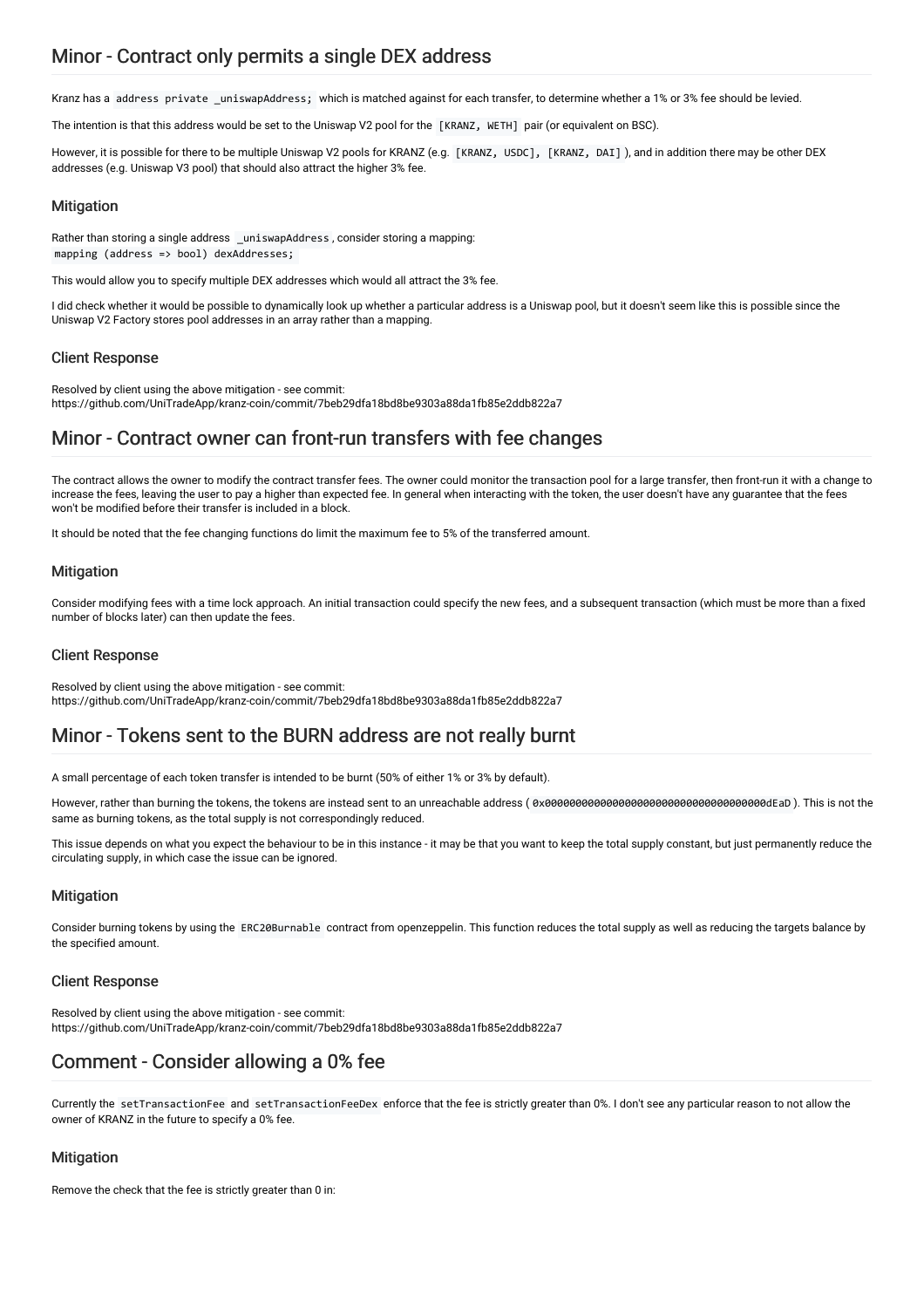## Minor - Contract only permits a single DEX address

Kranz has a `address private _uniswapAddress;` which is matched against for each transfer, to determine whether a 1% or 3% fee should be levied.

The intention is that this address would be set to the Uniswap V2 pool for the `[KRANZ, WETH]` pair (or equivalent on BSC).

However, it is possible for there to be multiple Uniswap V2 pools for KRANZ (e.g. `[KRANZ, USDC], [KRANZ, DAI]`), and in addition there may be other DEX addresses (e.g. Uniswap V3 pool) that should also attract the higher 3% fee.

### Mitigation

Rather than storing a single address `_uniswapAddress`, consider storing a mapping:
`mapping (address => bool) dexAddresses;`

This would allow you to specify multiple DEX addresses which would all attract the 3% fee.

I did check whether it would be possible to dynamically look up whether a particular address is a Uniswap pool, but it doesn't seem like this is possible since the Uniswap V2 Factory stores pool addresses in an array rather than a mapping.

### Client Response

Resolved by client using the above mitigation - see commit:
https://github.com/UniTradeApp/kranz-coin/commit/7beb29dfa18bd8be9303a88da1fb85e2ddb822a7

## Minor - Contract owner can front-run transfers with fee changes

The contract allows the owner to modify the contract transfer fees. The owner could monitor the transaction pool for a large transfer, then front-run it with a change to increase the fees, leaving the user to pay a higher than expected fee. In general when interacting with the token, the user doesn't have any guarantee that the fees won't be modified before their transfer is included in a block.

It should be noted that the fee changing functions do limit the maximum fee to 5% of the transferred amount.

### Mitigation

Consider modifying fees with a time lock approach. An initial transaction could specify the new fees, and a subsequent transaction (which must be more than a fixed number of blocks later) can then update the fees.

### Client Response

Resolved by client using the above mitigation - see commit:
https://github.com/UniTradeApp/kranz-coin/commit/7beb29dfa18bd8be9303a88da1fb85e2ddb822a7

## Minor - Tokens sent to the BURN address are not really burnt

A small percentage of each token transfer is intended to be burnt (50% of either 1% or 3% by default).

However, rather than burning the tokens, the tokens are instead sent to an unreachable address (`0x000000000000000000000000000000000000dEaD`). This is not the same as burning tokens, as the total supply is not correspondingly reduced.

This issue depends on what you expect the behaviour to be in this instance - it may be that you want to keep the total supply constant, but just permanently reduce the circulating supply, in which case the issue can be ignored.

### Mitigation

Consider burning tokens by using the `ERC20Burnable` contract from openzeppelin. This function reduces the total supply as well as reducing the targets balance by the specified amount.

### Client Response

Resolved by client using the above mitigation - see commit:
https://github.com/UniTradeApp/kranz-coin/commit/7beb29dfa18bd8be9303a88da1fb85e2ddb822a7

## Comment - Consider allowing a 0% fee

Currently the `setTransactionFee` and `setTransactionFeeDex` enforce that the fee is strictly greater than 0%. I don't see any particular reason to not allow the owner of KRANZ in the future to specify a 0% fee.

### Mitigation

Remove the check that the fee is strictly greater than 0 in: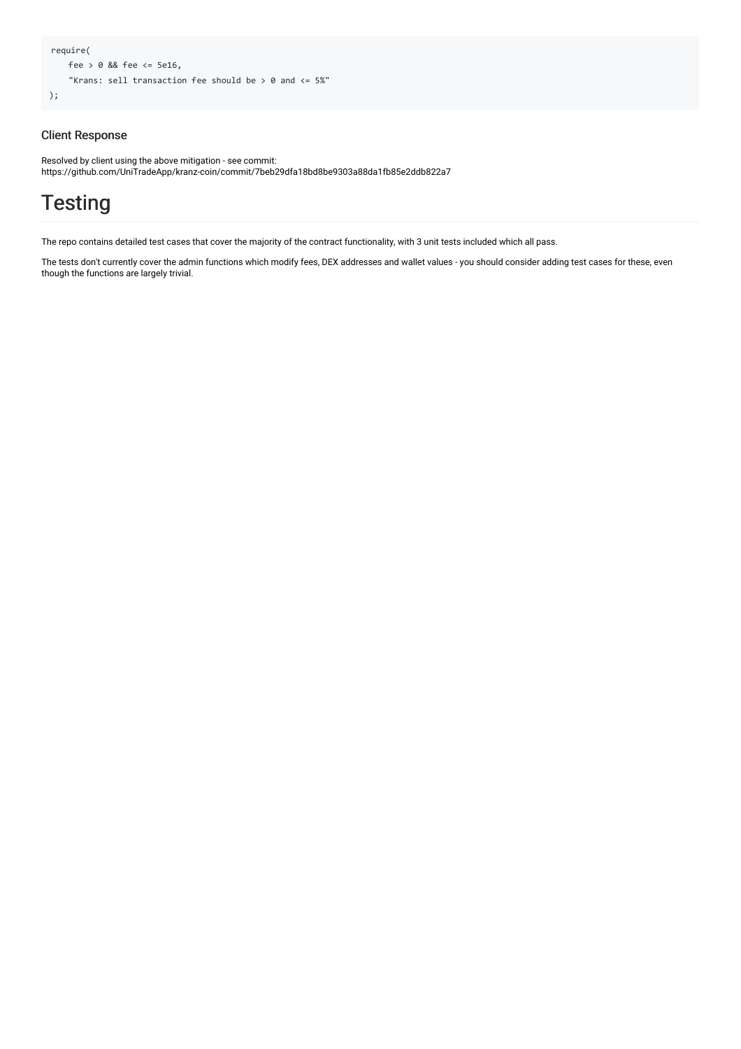```
require(
    fee > 0 && fee <= 5e16,
    "Krans: sell transaction fee should be > 0 and <= 5%"
);
```

### Client Response

Resolved by client using the above mitigation - see commit:
https://github.com/UniTradeApp/kranz-coin/commit/7beb29dfa18bd8be9303a88da1fb85e2ddb822a7

# Testing

The repo contains detailed test cases that cover the majority of the contract functionality, with 3 unit tests included which all pass.

The tests don't currently cover the admin functions which modify fees, DEX addresses and wallet values - you should consider adding test cases for these, even though the functions are largely trivial.